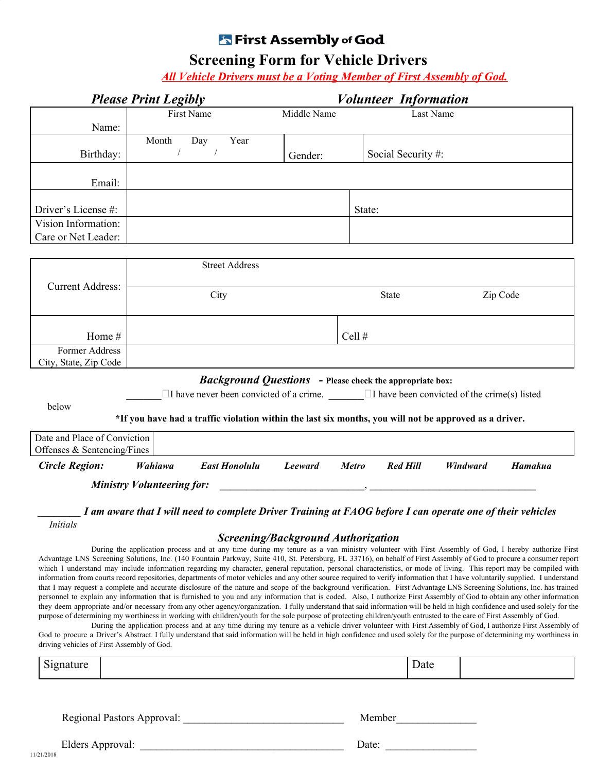# First Assembly of God

## Screening Form for Vehicle Drivers

*All Vehicle Drivers must be a Voting Member of First Assembly of God.*

### *Please Print Legibly* — *Volunteer Information*

| | | | |
|---|---|---|---|
| Name: | First Name | Middle Name | Last Name |
| Birthday: | Month / Day / Year | Gender: | Social Security #: |
| Email: | | | |
| Driver's License #: | | State: | |
| Vision Information: Care or Net Leader: | | | |

| | | | |
|---|---|---|---|
| Current Address: | Street Address | | |
| | City | State | Zip Code |
| Home # | | Cell # | |
| Former Address City, State, Zip Code | | | |

### *Background Questions* - Please check the appropriate box:

_______☐I have never been convicted of a crime. _______☐I have been convicted of the crime(s) listed below

**\*If you have had a traffic violation within the last six months, you will not be approved as a driver.**

| | |
|---|---|
| Date and Place of Conviction Offenses & Sentencing/Fines | |

***Circle Region:*** ***Wahiawa*** ***East Honolulu*** ***Leeward*** ***Metro*** ***Red Hill*** ***Windward*** ***Hamakua***

***Ministry Volunteering for:*** ____________________________, ________________________________

________ ***I am aware that I will need to complete Driver Training at FAOG before I can operate one of their vehicles***
*Initials*

### *Screening/Background Authorization*

During the application process and at any time during my tenure as a van ministry volunteer with First Assembly of God, I hereby authorize First Advantage LNS Screening Solutions, Inc. (140 Fountain Parkway, Suite 410, St. Petersburg, FL 33716), on behalf of First Assembly of God to procure a consumer report which I understand may include information regarding my character, general reputation, personal characteristics, or mode of living. This report may be compiled with information from courts record repositories, departments of motor vehicles and any other source required to verify information that I have voluntarily supplied. I understand that I may request a complete and accurate disclosure of the nature and scope of the background verification. First Advantage LNS Screening Solutions, Inc. has trained personnel to explain any information that is furnished to you and any information that is coded. Also, I authorize First Assembly of God to obtain any other information they deem appropriate and/or necessary from any other agency/organization. I fully understand that said information will be held in high confidence and used solely for the purpose of determining my worthiness in working with children/youth for the sole purpose of protecting children/youth entrusted to the care of First Assembly of God.

During the application process and at any time during my tenure as a vehicle driver volunteer with First Assembly of God, I authorize First Assembly of God to procure a Driver's Abstract. I fully understand that said information will be held in high confidence and used solely for the purpose of determining my worthiness in driving vehicles of First Assembly of God.

| | | | |
|---|---|---|---|
| Signature | | Date | |

Regional Pastors Approval: ______________________________ Member______________

Elders Approval: ______________________________________ Date: ________________

11/21/2018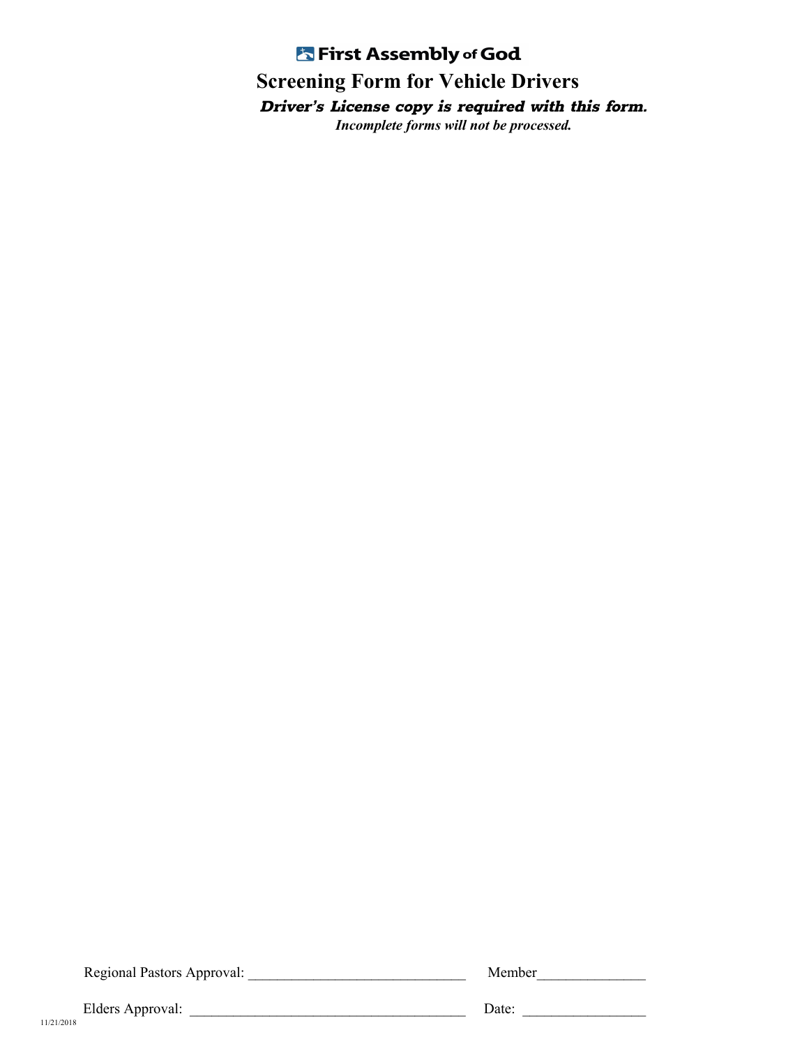First Assembly of God

# Screening Form for Vehicle Drivers

***Driver's License copy is required with this form.***

***Incomplete forms will not be processed.***

Regional Pastors Approval: ______________________________ Member_______________

Elders Approval: ______________________________________ Date: _________________

11/21/2018